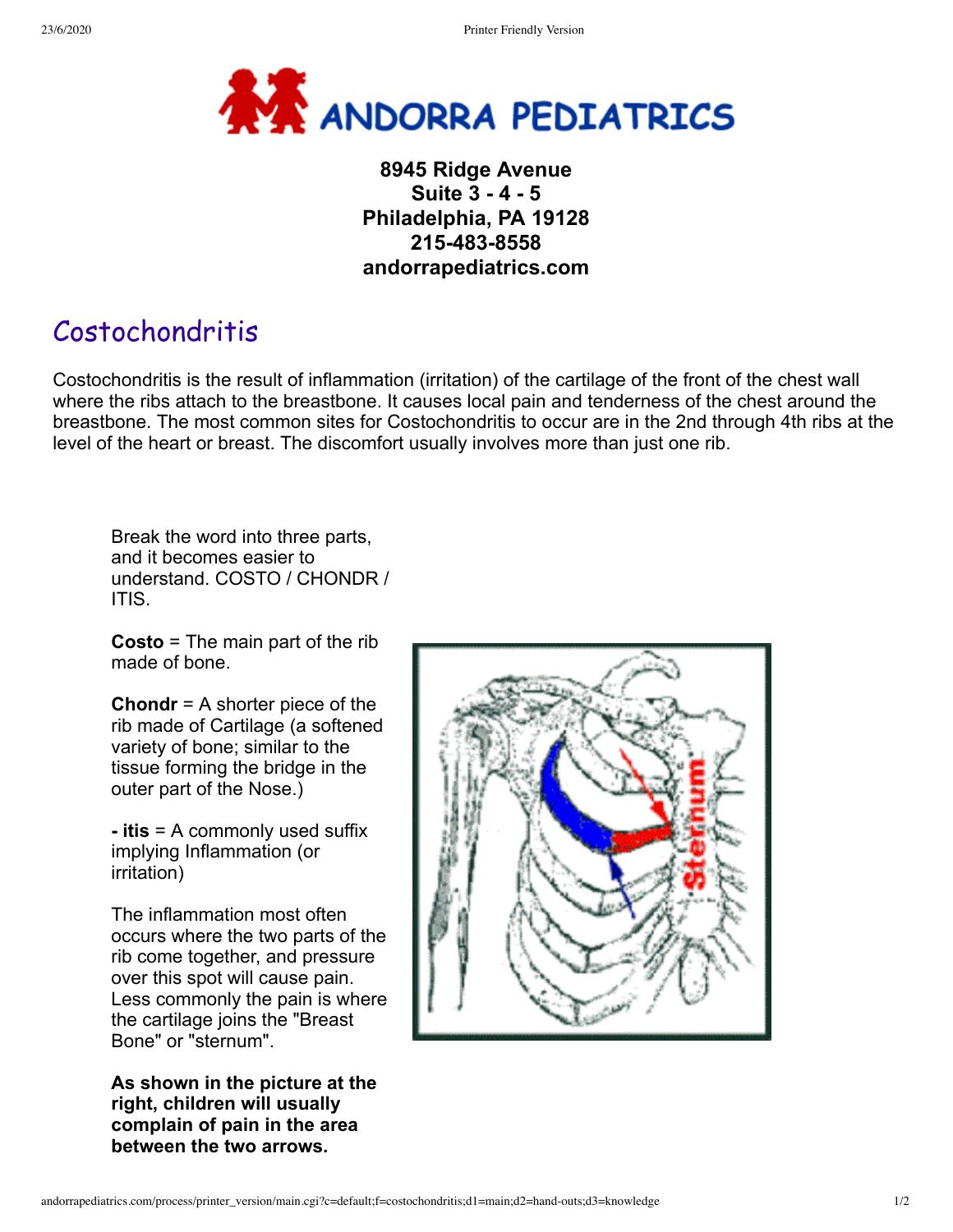# ANDORRA PEDIATRICS

**8945 Ridge Avenue**
**Suite 3 - 4 - 5**
**Philadelphia, PA 19128**
**215-483-8558**
**andorrapediatrics.com**

## Costochondritis

Costochondritis is the result of inflammation (irritation) of the cartilage of the front of the chest wall where the ribs attach to the breastbone. It causes local pain and tenderness of the chest around the breastbone. The most common sites for Costochondritis to occur are in the 2nd through 4th ribs at the level of the heart or breast. The discomfort usually involves more than just one rib.

Break the word into three parts, and it becomes easier to understand. COSTO / CHONDR / ITIS.

**Costo** = The main part of the rib made of bone.

**Chondr** = A shorter piece of the rib made of Cartilage (a softened variety of bone; similar to the tissue forming the bridge in the outer part of the Nose.)

**- itis** = A commonly used suffix implying Inflammation (or irritation)

The inflammation most often occurs where the two parts of the rib come together, and pressure over this spot will cause pain. Less commonly the pain is where the cartilage joins the "Breast Bone" or "sternum".

**As shown in the picture at the right, children will usually complain of pain in the area between the two arrows.**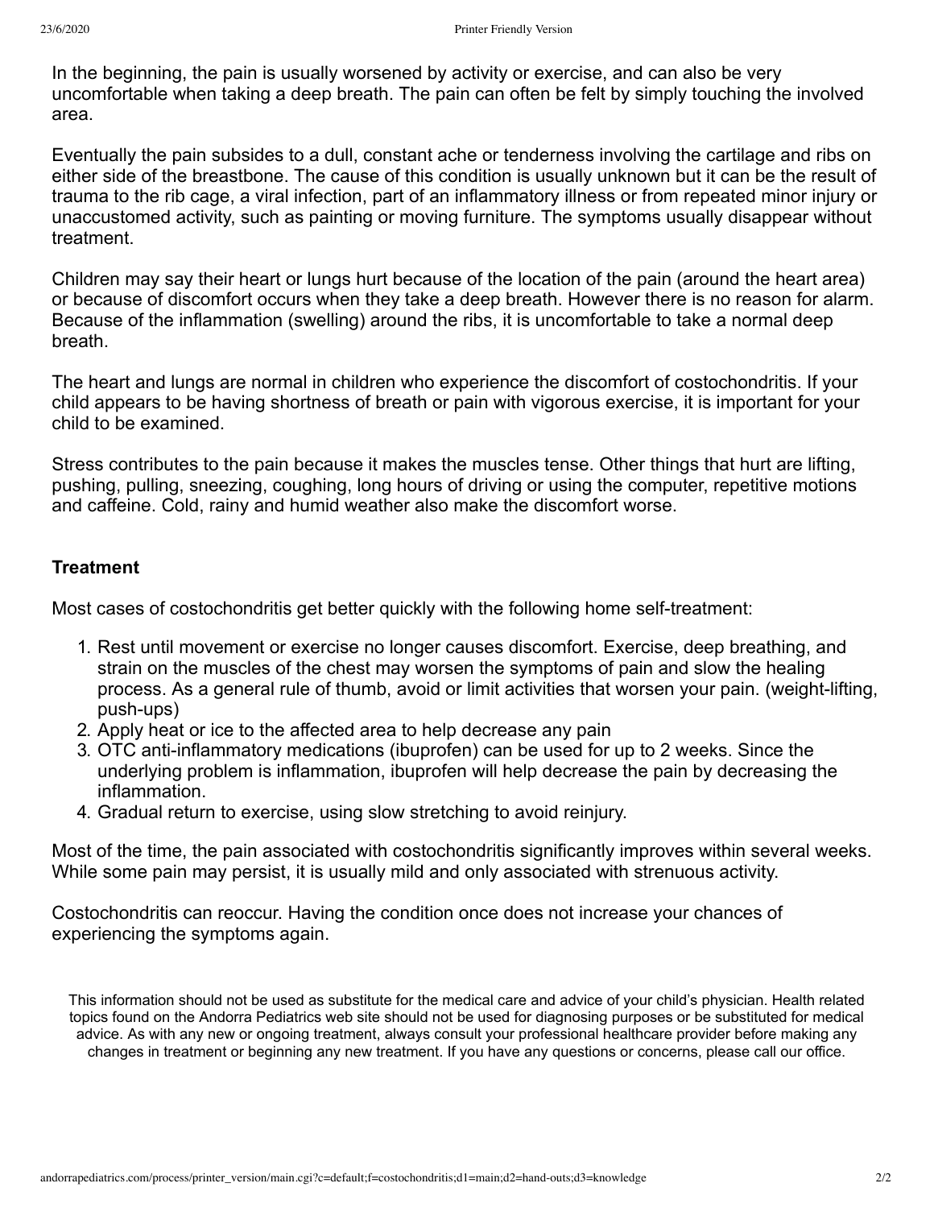In the beginning, the pain is usually worsened by activity or exercise, and can also be very uncomfortable when taking a deep breath. The pain can often be felt by simply touching the involved area.

Eventually the pain subsides to a dull, constant ache or tenderness involving the cartilage and ribs on either side of the breastbone. The cause of this condition is usually unknown but it can be the result of trauma to the rib cage, a viral infection, part of an inflammatory illness or from repeated minor injury or unaccustomed activity, such as painting or moving furniture. The symptoms usually disappear without treatment.

Children may say their heart or lungs hurt because of the location of the pain (around the heart area) or because of discomfort occurs when they take a deep breath. However there is no reason for alarm. Because of the inflammation (swelling) around the ribs, it is uncomfortable to take a normal deep breath.

The heart and lungs are normal in children who experience the discomfort of costochondritis. If your child appears to be having shortness of breath or pain with vigorous exercise, it is important for your child to be examined.

Stress contributes to the pain because it makes the muscles tense. Other things that hurt are lifting, pushing, pulling, sneezing, coughing, long hours of driving or using the computer, repetitive motions and caffeine. Cold, rainy and humid weather also make the discomfort worse.

**Treatment**

Most cases of costochondritis get better quickly with the following home self-treatment:

1. Rest until movement or exercise no longer causes discomfort. Exercise, deep breathing, and strain on the muscles of the chest may worsen the symptoms of pain and slow the healing process. As a general rule of thumb, avoid or limit activities that worsen your pain. (weight-lifting, push-ups)
2. Apply heat or ice to the affected area to help decrease any pain
3. OTC anti-inflammatory medications (ibuprofen) can be used for up to 2 weeks. Since the underlying problem is inflammation, ibuprofen will help decrease the pain by decreasing the inflammation.
4. Gradual return to exercise, using slow stretching to avoid reinjury.

Most of the time, the pain associated with costochondritis significantly improves within several weeks. While some pain may persist, it is usually mild and only associated with strenuous activity.

Costochondritis can reoccur. Having the condition once does not increase your chances of experiencing the symptoms again.

This information should not be used as substitute for the medical care and advice of your child's physician. Health related topics found on the Andorra Pediatrics web site should not be used for diagnosing purposes or be substituted for medical advice. As with any new or ongoing treatment, always consult your professional healthcare provider before making any changes in treatment or beginning any new treatment. If you have any questions or concerns, please call our office.